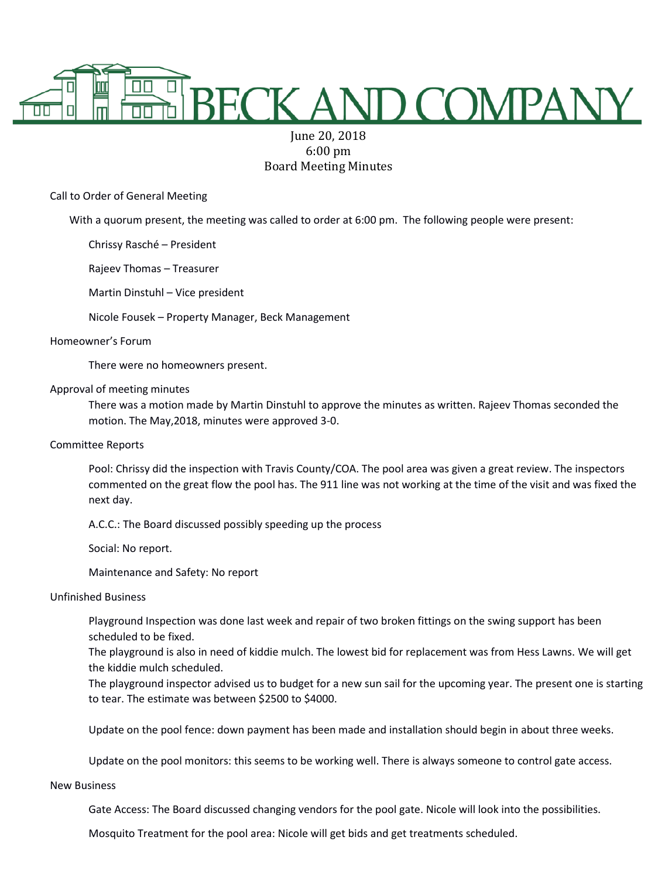# BECK AND COMPANY

June 20, 2018
6:00 pm
Board Meeting Minutes

Call to Order of General Meeting

With a quorum present, the meeting was called to order at 6:00 pm. The following people were present:

Chrissy Rasché – President

Rajeev Thomas – Treasurer

Martin Dinstuhl – Vice president

Nicole Fousek – Property Manager, Beck Management

Homeowner's Forum

There were no homeowners present.

Approval of meeting minutes

There was a motion made by Martin Dinstuhl to approve the minutes as written. Rajeev Thomas seconded the motion. The May,2018, minutes were approved 3-0.

Committee Reports

Pool: Chrissy did the inspection with Travis County/COA. The pool area was given a great review. The inspectors commented on the great flow the pool has. The 911 line was not working at the time of the visit and was fixed the next day.

A.C.C.: The Board discussed possibly speeding up the process

Social: No report.

Maintenance and Safety: No report

Unfinished Business

Playground Inspection was done last week and repair of two broken fittings on the swing support has been scheduled to be fixed.
The playground is also in need of kiddie mulch. The lowest bid for replacement was from Hess Lawns. We will get the kiddie mulch scheduled.
The playground inspector advised us to budget for a new sun sail for the upcoming year. The present one is starting to tear. The estimate was between $2500 to $4000.

Update on the pool fence: down payment has been made and installation should begin in about three weeks.

Update on the pool monitors: this seems to be working well. There is always someone to control gate access.

New Business

Gate Access: The Board discussed changing vendors for the pool gate. Nicole will look into the possibilities.

Mosquito Treatment for the pool area: Nicole will get bids and get treatments scheduled.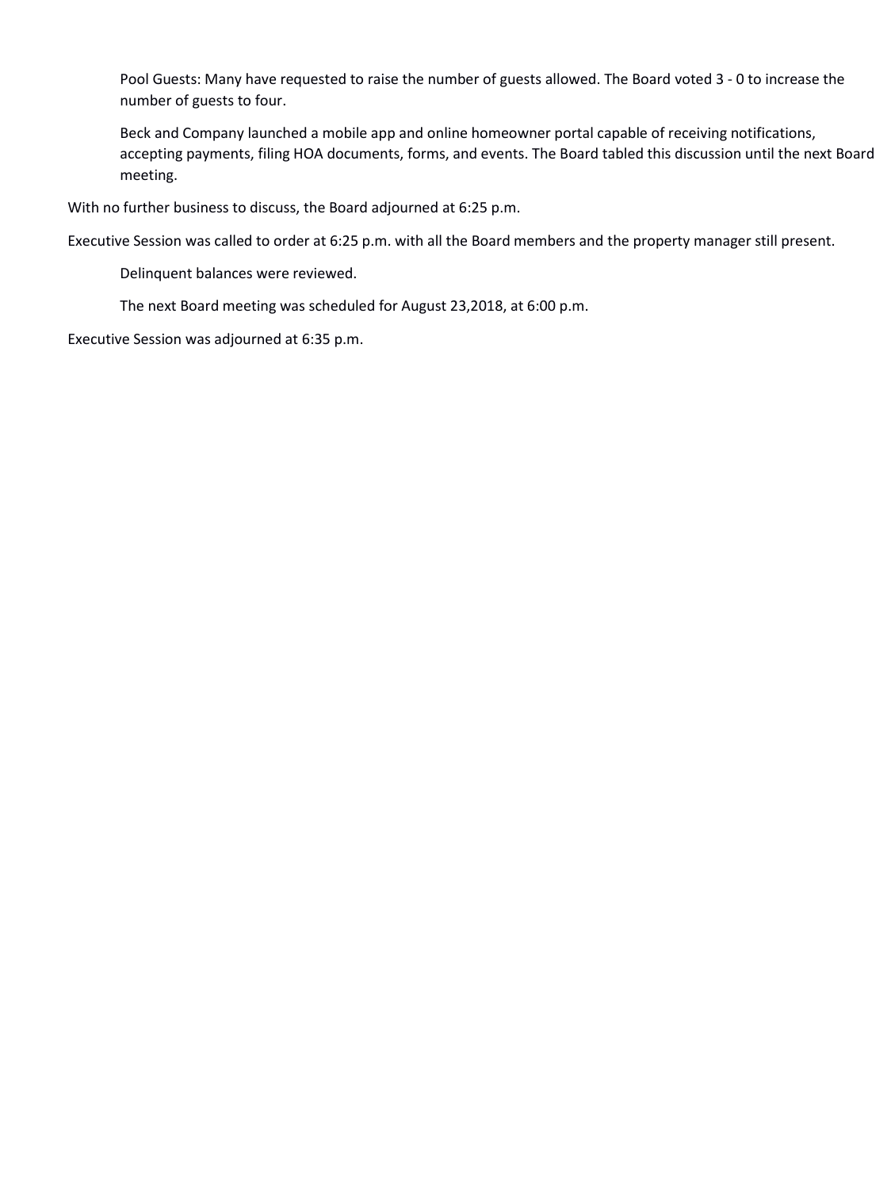Pool Guests: Many have requested to raise the number of guests allowed. The Board voted 3 - 0 to increase the number of guests to four.

Beck and Company launched a mobile app and online homeowner portal capable of receiving notifications, accepting payments, filing HOA documents, forms, and events. The Board tabled this discussion until the next Board meeting.

With no further business to discuss, the Board adjourned at 6:25 p.m.

Executive Session was called to order at 6:25 p.m. with all the Board members and the property manager still present.

Delinquent balances were reviewed.

The next Board meeting was scheduled for August 23,2018, at 6:00 p.m.

Executive Session was adjourned at 6:35 p.m.